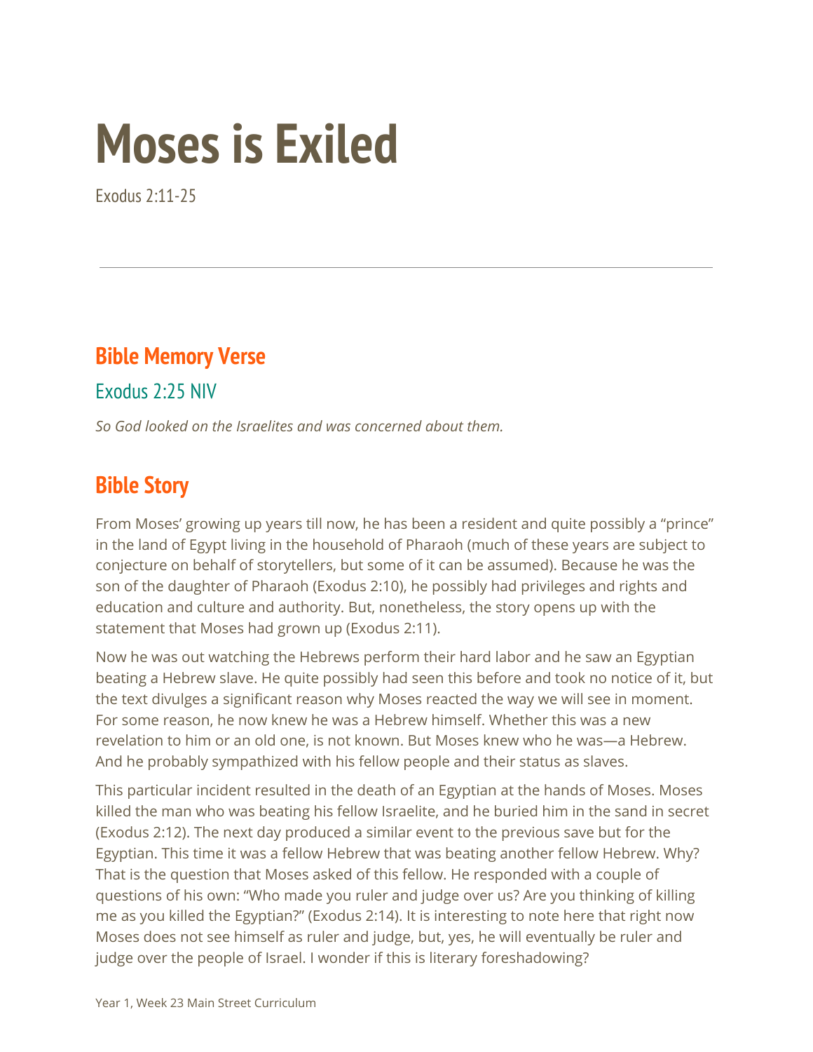# Moses is Exiled

Exodus 2:11-25

---

## Bible Memory Verse

### Exodus 2:25 NIV

*So God looked on the Israelites and was concerned about them.*

## Bible Story

From Moses' growing up years till now, he has been a resident and quite possibly a "prince" in the land of Egypt living in the household of Pharaoh (much of these years are subject to conjecture on behalf of storytellers, but some of it can be assumed). Because he was the son of the daughter of Pharaoh (Exodus 2:10), he possibly had privileges and rights and education and culture and authority. But, nonetheless, the story opens up with the statement that Moses had grown up (Exodus 2:11).

Now he was out watching the Hebrews perform their hard labor and he saw an Egyptian beating a Hebrew slave. He quite possibly had seen this before and took no notice of it, but the text divulges a significant reason why Moses reacted the way we will see in moment. For some reason, he now knew he was a Hebrew himself. Whether this was a new revelation to him or an old one, is not known. But Moses knew who he was—a Hebrew. And he probably sympathized with his fellow people and their status as slaves.

This particular incident resulted in the death of an Egyptian at the hands of Moses. Moses killed the man who was beating his fellow Israelite, and he buried him in the sand in secret (Exodus 2:12). The next day produced a similar event to the previous save but for the Egyptian. This time it was a fellow Hebrew that was beating another fellow Hebrew. Why? That is the question that Moses asked of this fellow. He responded with a couple of questions of his own: "Who made you ruler and judge over us? Are you thinking of killing me as you killed the Egyptian?" (Exodus 2:14). It is interesting to note here that right now Moses does not see himself as ruler and judge, but, yes, he will eventually be ruler and judge over the people of Israel. I wonder if this is literary foreshadowing?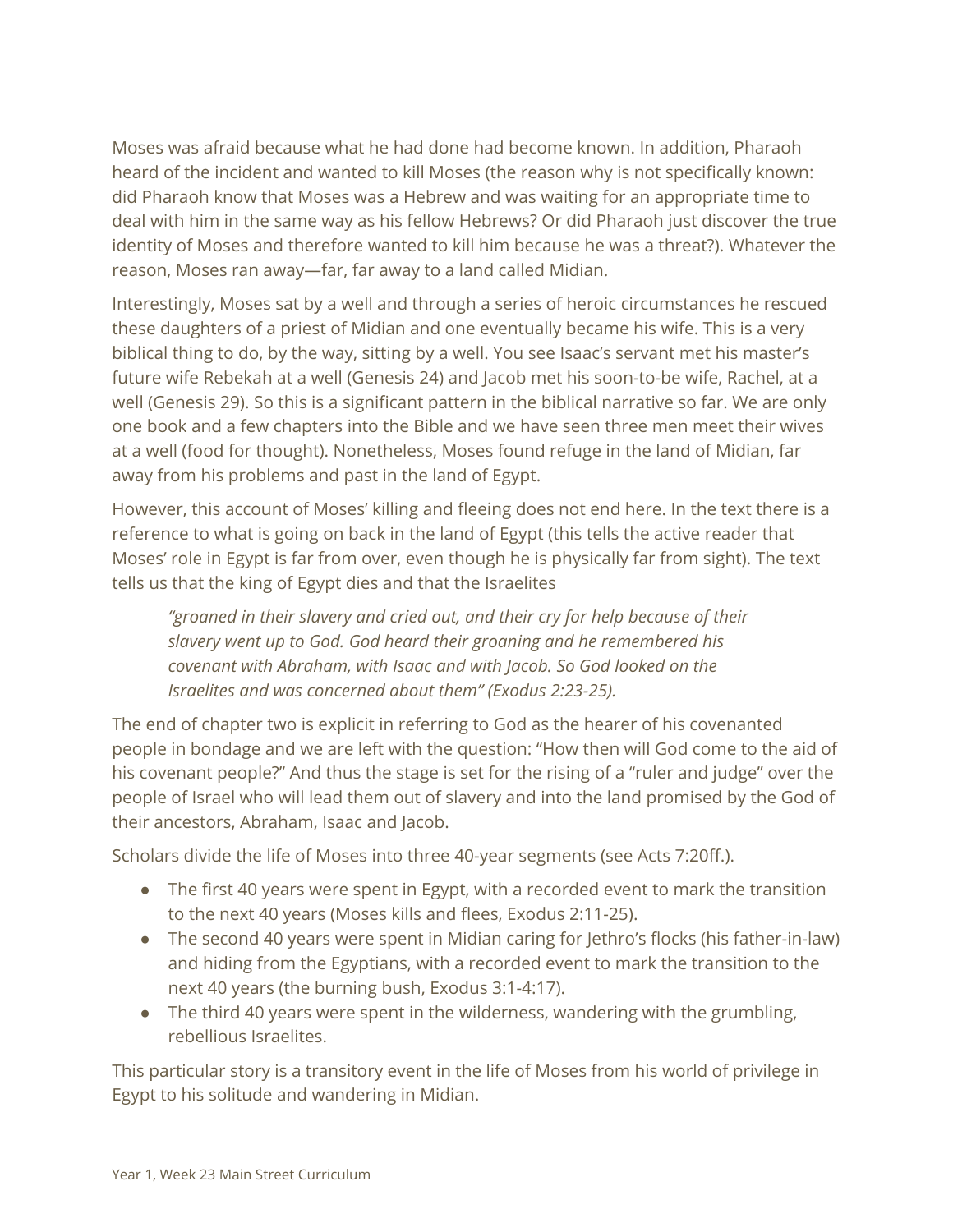Moses was afraid because what he had done had become known. In addition, Pharaoh heard of the incident and wanted to kill Moses (the reason why is not specifically known: did Pharaoh know that Moses was a Hebrew and was waiting for an appropriate time to deal with him in the same way as his fellow Hebrews? Or did Pharaoh just discover the true identity of Moses and therefore wanted to kill him because he was a threat?). Whatever the reason, Moses ran away—far, far away to a land called Midian.

Interestingly, Moses sat by a well and through a series of heroic circumstances he rescued these daughters of a priest of Midian and one eventually became his wife. This is a very biblical thing to do, by the way, sitting by a well. You see Isaac's servant met his master's future wife Rebekah at a well (Genesis 24) and Jacob met his soon-to-be wife, Rachel, at a well (Genesis 29). So this is a significant pattern in the biblical narrative so far. We are only one book and a few chapters into the Bible and we have seen three men meet their wives at a well (food for thought). Nonetheless, Moses found refuge in the land of Midian, far away from his problems and past in the land of Egypt.

However, this account of Moses' killing and fleeing does not end here. In the text there is a reference to what is going on back in the land of Egypt (this tells the active reader that Moses' role in Egypt is far from over, even though he is physically far from sight). The text tells us that the king of Egypt dies and that the Israelites

> *"groaned in their slavery and cried out, and their cry for help because of their slavery went up to God. God heard their groaning and he remembered his covenant with Abraham, with Isaac and with Jacob. So God looked on the Israelites and was concerned about them" (Exodus 2:23-25).*

The end of chapter two is explicit in referring to God as the hearer of his covenanted people in bondage and we are left with the question: "How then will God come to the aid of his covenant people?" And thus the stage is set for the rising of a "ruler and judge" over the people of Israel who will lead them out of slavery and into the land promised by the God of their ancestors, Abraham, Isaac and Jacob.

Scholars divide the life of Moses into three 40-year segments (see Acts 7:20ff.).

- The first 40 years were spent in Egypt, with a recorded event to mark the transition to the next 40 years (Moses kills and flees, Exodus 2:11-25).
- The second 40 years were spent in Midian caring for Jethro's flocks (his father-in-law) and hiding from the Egyptians, with a recorded event to mark the transition to the next 40 years (the burning bush, Exodus 3:1-4:17).
- The third 40 years were spent in the wilderness, wandering with the grumbling, rebellious Israelites.

This particular story is a transitory event in the life of Moses from his world of privilege in Egypt to his solitude and wandering in Midian.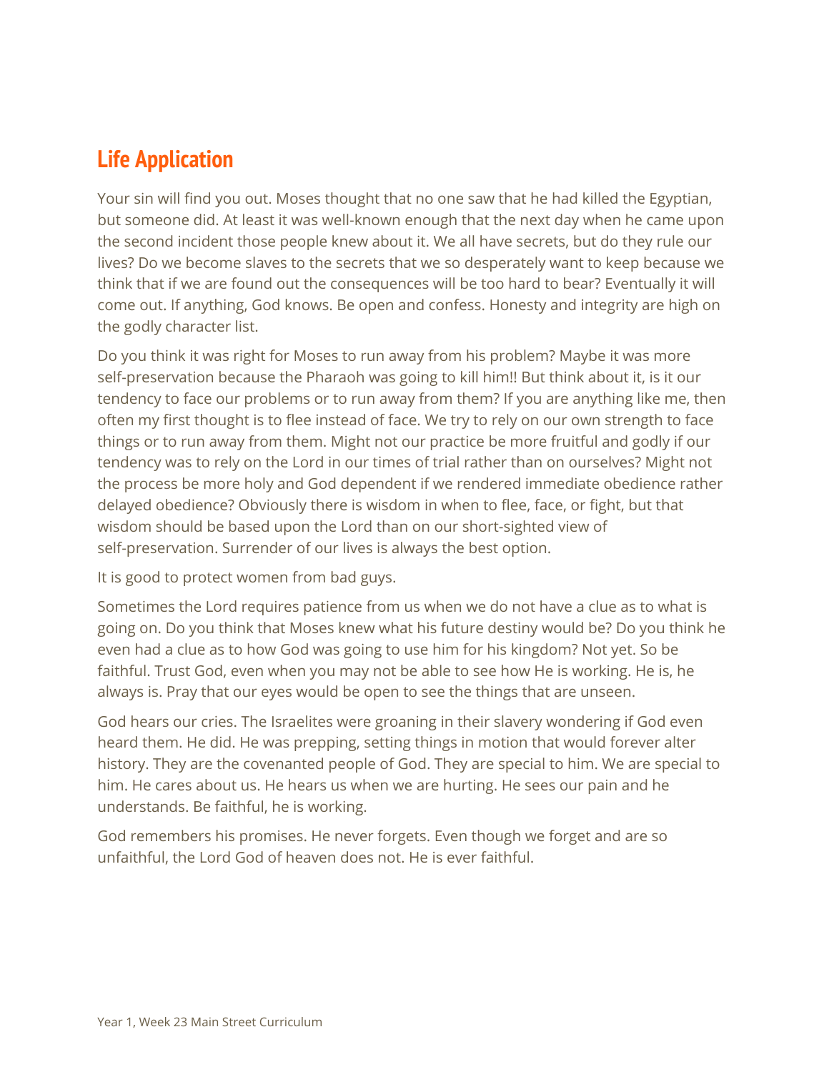## Life Application

Your sin will find you out. Moses thought that no one saw that he had killed the Egyptian, but someone did. At least it was well-known enough that the next day when he came upon the second incident those people knew about it. We all have secrets, but do they rule our lives? Do we become slaves to the secrets that we so desperately want to keep because we think that if we are found out the consequences will be too hard to bear? Eventually it will come out. If anything, God knows. Be open and confess. Honesty and integrity are high on the godly character list.

Do you think it was right for Moses to run away from his problem? Maybe it was more self-preservation because the Pharaoh was going to kill him!! But think about it, is it our tendency to face our problems or to run away from them? If you are anything like me, then often my first thought is to flee instead of face. We try to rely on our own strength to face things or to run away from them. Might not our practice be more fruitful and godly if our tendency was to rely on the Lord in our times of trial rather than on ourselves? Might not the process be more holy and God dependent if we rendered immediate obedience rather delayed obedience? Obviously there is wisdom in when to flee, face, or fight, but that wisdom should be based upon the Lord than on our short-sighted view of self-preservation. Surrender of our lives is always the best option.

It is good to protect women from bad guys.

Sometimes the Lord requires patience from us when we do not have a clue as to what is going on. Do you think that Moses knew what his future destiny would be? Do you think he even had a clue as to how God was going to use him for his kingdom? Not yet. So be faithful. Trust God, even when you may not be able to see how He is working. He is, he always is. Pray that our eyes would be open to see the things that are unseen.

God hears our cries. The Israelites were groaning in their slavery wondering if God even heard them. He did. He was prepping, setting things in motion that would forever alter history. They are the covenanted people of God. They are special to him. We are special to him. He cares about us. He hears us when we are hurting. He sees our pain and he understands. Be faithful, he is working.

God remembers his promises. He never forgets. Even though we forget and are so unfaithful, the Lord God of heaven does not. He is ever faithful.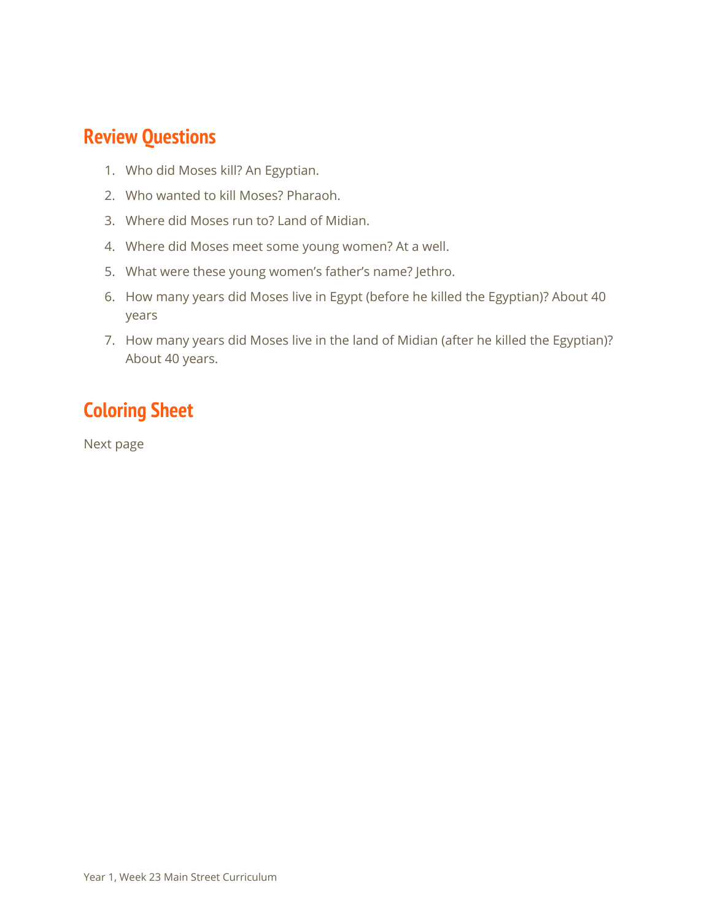## Review Questions

1. Who did Moses kill? An Egyptian.
2. Who wanted to kill Moses? Pharaoh.
3. Where did Moses run to? Land of Midian.
4. Where did Moses meet some young women? At a well.
5. What were these young women's father's name? Jethro.
6. How many years did Moses live in Egypt (before he killed the Egyptian)? About 40 years
7. How many years did Moses live in the land of Midian (after he killed the Egyptian)? About 40 years.

## Coloring Sheet

Next page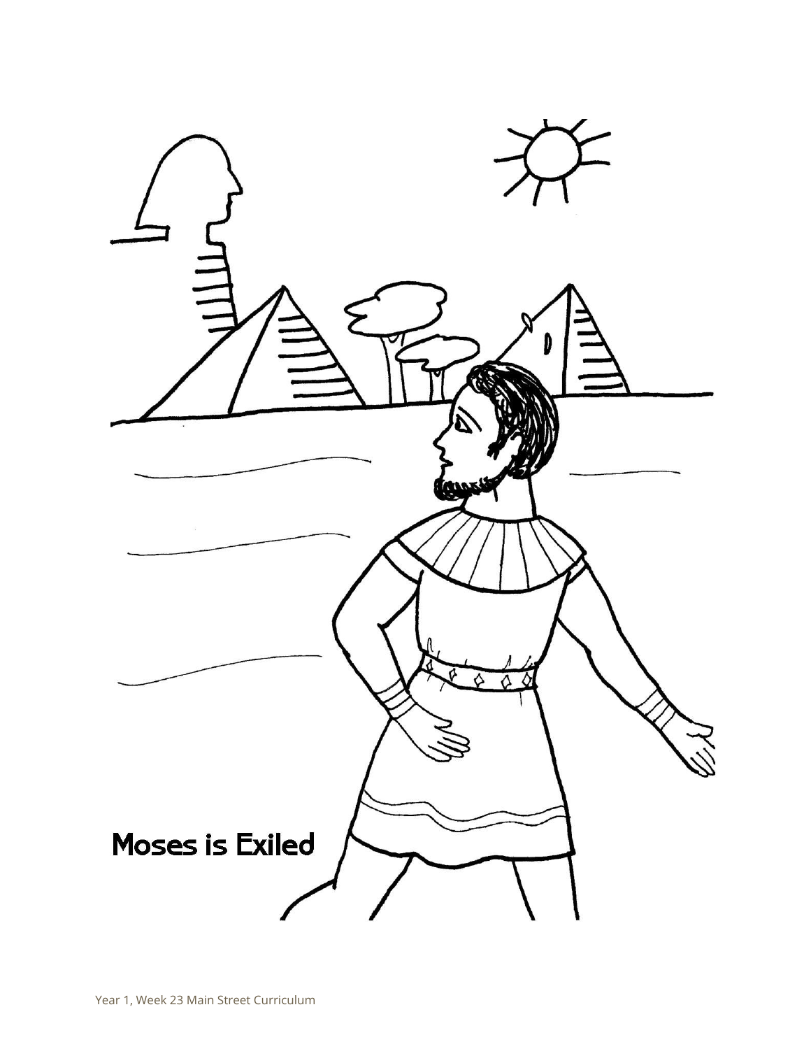Moses is Exiled